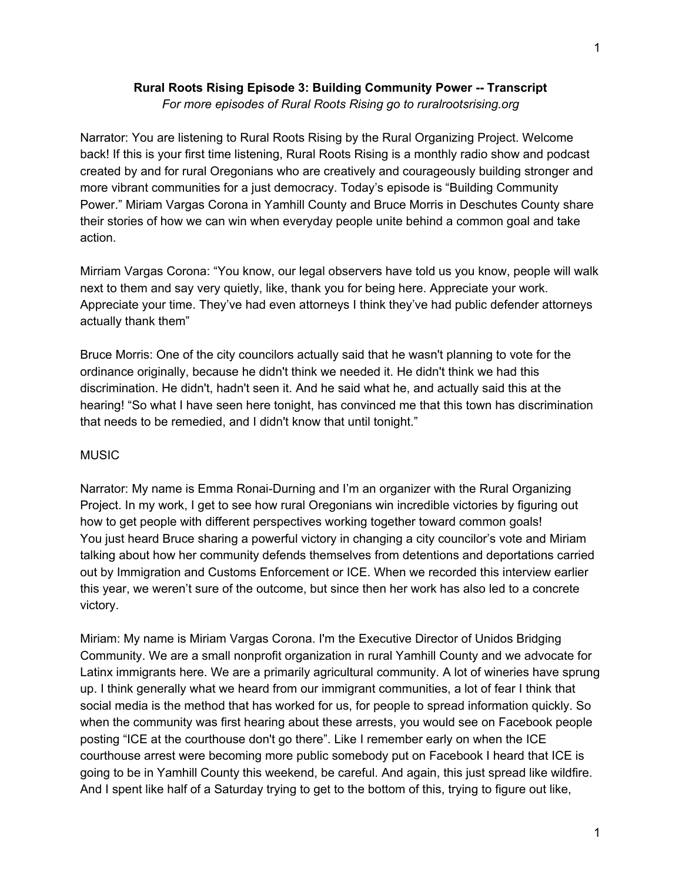**Rural Roots Rising Episode 3: Building Community Power -- Transcript**

*For more episodes of Rural Roots Rising go to ruralrootsrising.org*

Narrator: You are listening to Rural Roots Rising by the Rural Organizing Project. Welcome back! If this is your first time listening, Rural Roots Rising is a monthly radio show and podcast created by and for rural Oregonians who are creatively and courageously building stronger and more vibrant communities for a just democracy. Today's episode is "Building Community Power." Miriam Vargas Corona in Yamhill County and Bruce Morris in Deschutes County share their stories of how we can win when everyday people unite behind a common goal and take action.

Mirriam Vargas Corona: "You know, our legal observers have told us you know, people will walk next to them and say very quietly, like, thank you for being here. Appreciate your work. Appreciate your time. They've had even attorneys I think they've had public defender attorneys actually thank them"

Bruce Morris: One of the city councilors actually said that he wasn't planning to vote for the ordinance originally, because he didn't think we needed it. He didn't think we had this discrimination. He didn't, hadn't seen it. And he said what he, and actually said this at the hearing! "So what I have seen here tonight, has convinced me that this town has discrimination that needs to be remedied, and I didn't know that until tonight."

MUSIC

Narrator: My name is Emma Ronai-Durning and I'm an organizer with the Rural Organizing Project. In my work, I get to see how rural Oregonians win incredible victories by figuring out how to get people with different perspectives working together toward common goals! You just heard Bruce sharing a powerful victory in changing a city councilor's vote and Miriam talking about how her community defends themselves from detentions and deportations carried out by Immigration and Customs Enforcement or ICE. When we recorded this interview earlier this year, we weren't sure of the outcome, but since then her work has also led to a concrete victory.

Miriam: My name is Miriam Vargas Corona. I'm the Executive Director of Unidos Bridging Community. We are a small nonprofit organization in rural Yamhill County and we advocate for Latinx immigrants here. We are a primarily agricultural community. A lot of wineries have sprung up. I think generally what we heard from our immigrant communities, a lot of fear I think that social media is the method that has worked for us, for people to spread information quickly. So when the community was first hearing about these arrests, you would see on Facebook people posting "ICE at the courthouse don't go there". Like I remember early on when the ICE courthouse arrest were becoming more public somebody put on Facebook I heard that ICE is going to be in Yamhill County this weekend, be careful. And again, this just spread like wildfire. And I spent like half of a Saturday trying to get to the bottom of this, trying to figure out like,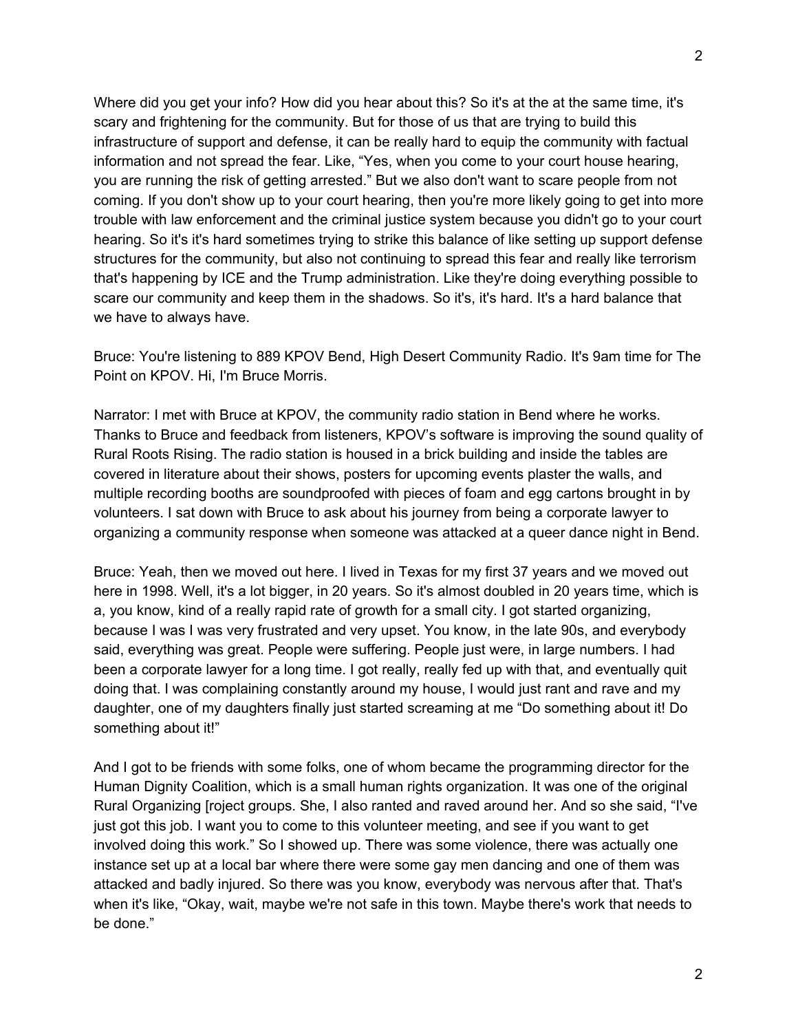Where did you get your info? How did you hear about this? So it's at the at the same time, it's scary and frightening for the community. But for those of us that are trying to build this infrastructure of support and defense, it can be really hard to equip the community with factual information and not spread the fear. Like, "Yes, when you come to your court house hearing, you are running the risk of getting arrested." But we also don't want to scare people from not coming. If you don't show up to your court hearing, then you're more likely going to get into more trouble with law enforcement and the criminal justice system because you didn't go to your court hearing. So it's it's hard sometimes trying to strike this balance of like setting up support defense structures for the community, but also not continuing to spread this fear and really like terrorism that's happening by ICE and the Trump administration. Like they're doing everything possible to scare our community and keep them in the shadows. So it's, it's hard. It's a hard balance that we have to always have.

Bruce: You're listening to 889 KPOV Bend, High Desert Community Radio. It's 9am time for The Point on KPOV. Hi, I'm Bruce Morris.

Narrator: I met with Bruce at KPOV, the community radio station in Bend where he works. Thanks to Bruce and feedback from listeners, KPOV's software is improving the sound quality of Rural Roots Rising. The radio station is housed in a brick building and inside the tables are covered in literature about their shows, posters for upcoming events plaster the walls, and multiple recording booths are soundproofed with pieces of foam and egg cartons brought in by volunteers. I sat down with Bruce to ask about his journey from being a corporate lawyer to organizing a community response when someone was attacked at a queer dance night in Bend.

Bruce: Yeah, then we moved out here. I lived in Texas for my first 37 years and we moved out here in 1998. Well, it's a lot bigger, in 20 years. So it's almost doubled in 20 years time, which is a, you know, kind of a really rapid rate of growth for a small city. I got started organizing, because I was I was very frustrated and very upset. You know, in the late 90s, and everybody said, everything was great. People were suffering. People just were, in large numbers. I had been a corporate lawyer for a long time. I got really, really fed up with that, and eventually quit doing that. I was complaining constantly around my house, I would just rant and rave and my daughter, one of my daughters finally just started screaming at me "Do something about it! Do something about it!"

And I got to be friends with some folks, one of whom became the programming director for the Human Dignity Coalition, which is a small human rights organization. It was one of the original Rural Organizing [roject groups. She, I also ranted and raved around her. And so she said, "I've just got this job. I want you to come to this volunteer meeting, and see if you want to get involved doing this work." So I showed up. There was some violence, there was actually one instance set up at a local bar where there were some gay men dancing and one of them was attacked and badly injured. So there was you know, everybody was nervous after that. That's when it's like, "Okay, wait, maybe we're not safe in this town. Maybe there's work that needs to be done."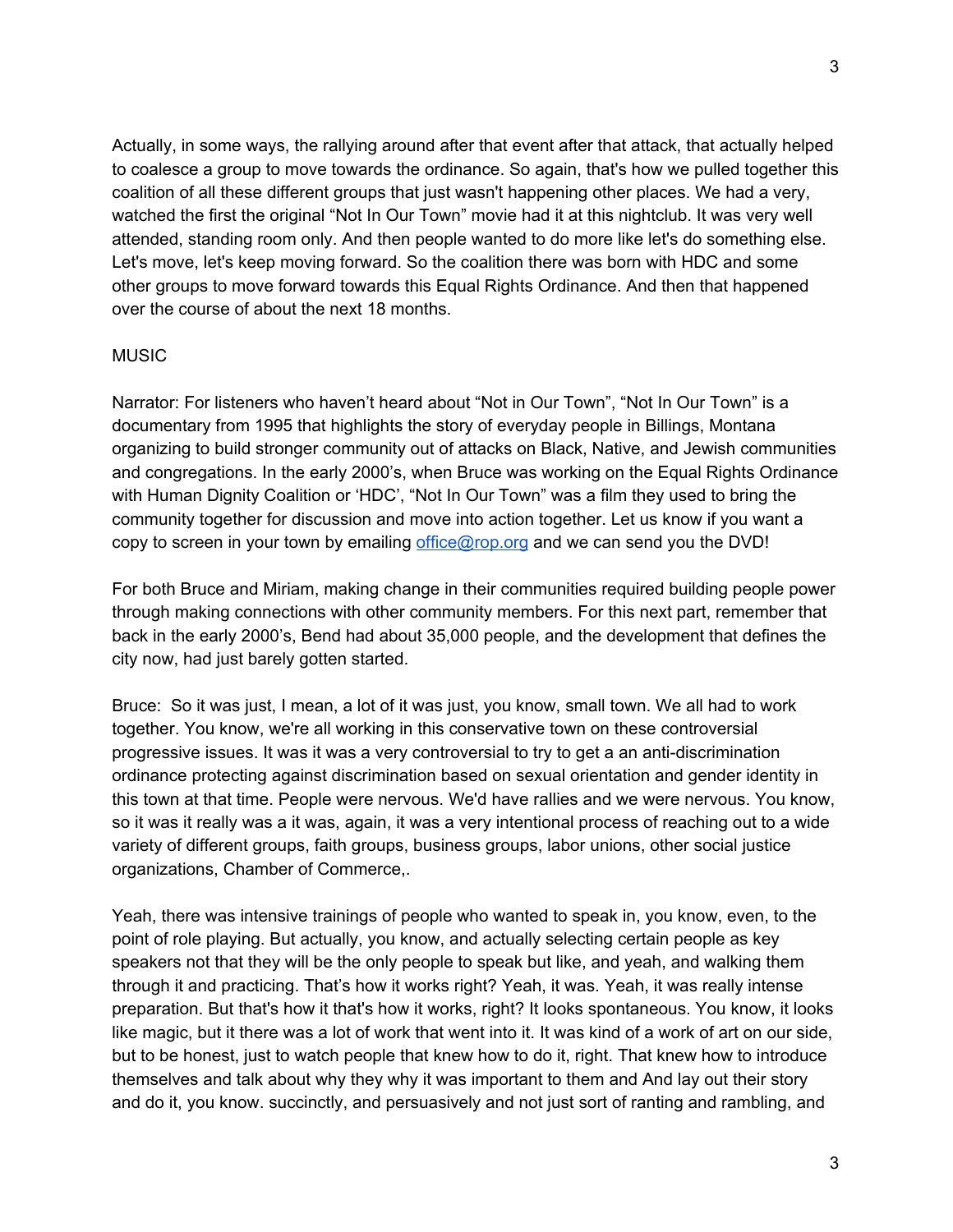Actually, in some ways, the rallying around after that event after that attack, that actually helped to coalesce a group to move towards the ordinance. So again, that's how we pulled together this coalition of all these different groups that just wasn't happening other places. We had a very, watched the first the original "Not In Our Town" movie had it at this nightclub. It was very well attended, standing room only. And then people wanted to do more like let's do something else. Let's move, let's keep moving forward. So the coalition there was born with HDC and some other groups to move forward towards this Equal Rights Ordinance. And then that happened over the course of about the next 18 months.

MUSIC

Narrator: For listeners who haven't heard about "Not in Our Town", "Not In Our Town" is a documentary from 1995 that highlights the story of everyday people in Billings, Montana organizing to build stronger community out of attacks on Black, Native, and Jewish communities and congregations. In the early 2000's, when Bruce was working on the Equal Rights Ordinance with Human Dignity Coalition or 'HDC', "Not In Our Town" was a film they used to bring the community together for discussion and move into action together. Let us know if you want a copy to screen in your town by emailing [office@rop.org](mailto:office@rop.org) and we can send you the DVD!

For both Bruce and Miriam, making change in their communities required building people power through making connections with other community members. For this next part, remember that back in the early 2000's, Bend had about 35,000 people, and the development that defines the city now, had just barely gotten started.

Bruce: So it was just, I mean, a lot of it was just, you know, small town. We all had to work together. You know, we're all working in this conservative town on these controversial progressive issues. It was it was a very controversial to try to get a an anti-discrimination ordinance protecting against discrimination based on sexual orientation and gender identity in this town at that time. People were nervous. We'd have rallies and we were nervous. You know, so it was it really was a it was, again, it was a very intentional process of reaching out to a wide variety of different groups, faith groups, business groups, labor unions, other social justice organizations, Chamber of Commerce,.

Yeah, there was intensive trainings of people who wanted to speak in, you know, even, to the point of role playing. But actually, you know, and actually selecting certain people as key speakers not that they will be the only people to speak but like, and yeah, and walking them through it and practicing. That's how it works right? Yeah, it was. Yeah, it was really intense preparation. But that's how it that's how it works, right? It looks spontaneous. You know, it looks like magic, but it there was a lot of work that went into it. It was kind of a work of art on our side, but to be honest, just to watch people that knew how to do it, right. That knew how to introduce themselves and talk about why they why it was important to them and And lay out their story and do it, you know. succinctly, and persuasively and not just sort of ranting and rambling, and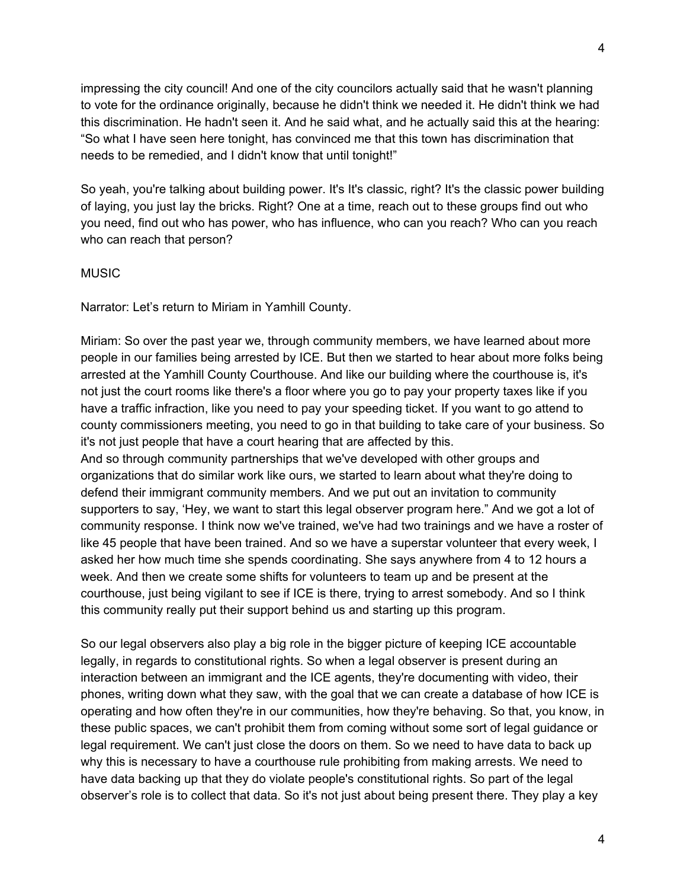impressing the city council! And one of the city councilors actually said that he wasn't planning to vote for the ordinance originally, because he didn't think we needed it. He didn't think we had this discrimination. He hadn't seen it. And he said what, and he actually said this at the hearing: "So what I have seen here tonight, has convinced me that this town has discrimination that needs to be remedied, and I didn't know that until tonight!"

So yeah, you're talking about building power. It's It's classic, right? It's the classic power building of laying, you just lay the bricks. Right? One at a time, reach out to these groups find out who you need, find out who has power, who has influence, who can you reach? Who can you reach who can reach that person?

MUSIC

Narrator: Let's return to Miriam in Yamhill County.

Miriam: So over the past year we, through community members, we have learned about more people in our families being arrested by ICE. But then we started to hear about more folks being arrested at the Yamhill County Courthouse. And like our building where the courthouse is, it's not just the court rooms like there's a floor where you go to pay your property taxes like if you have a traffic infraction, like you need to pay your speeding ticket. If you want to go attend to county commissioners meeting, you need to go in that building to take care of your business. So it's not just people that have a court hearing that are affected by this.
And so through community partnerships that we've developed with other groups and organizations that do similar work like ours, we started to learn about what they're doing to defend their immigrant community members. And we put out an invitation to community supporters to say, 'Hey, we want to start this legal observer program here." And we got a lot of community response. I think now we've trained, we've had two trainings and we have a roster of like 45 people that have been trained. And so we have a superstar volunteer that every week, I asked her how much time she spends coordinating. She says anywhere from 4 to 12 hours a week. And then we create some shifts for volunteers to team up and be present at the courthouse, just being vigilant to see if ICE is there, trying to arrest somebody. And so I think this community really put their support behind us and starting up this program.

So our legal observers also play a big role in the bigger picture of keeping ICE accountable legally, in regards to constitutional rights. So when a legal observer is present during an interaction between an immigrant and the ICE agents, they're documenting with video, their phones, writing down what they saw, with the goal that we can create a database of how ICE is operating and how often they're in our communities, how they're behaving. So that, you know, in these public spaces, we can't prohibit them from coming without some sort of legal guidance or legal requirement. We can't just close the doors on them. So we need to have data to back up why this is necessary to have a courthouse rule prohibiting from making arrests. We need to have data backing up that they do violate people's constitutional rights. So part of the legal observer's role is to collect that data. So it's not just about being present there. They play a key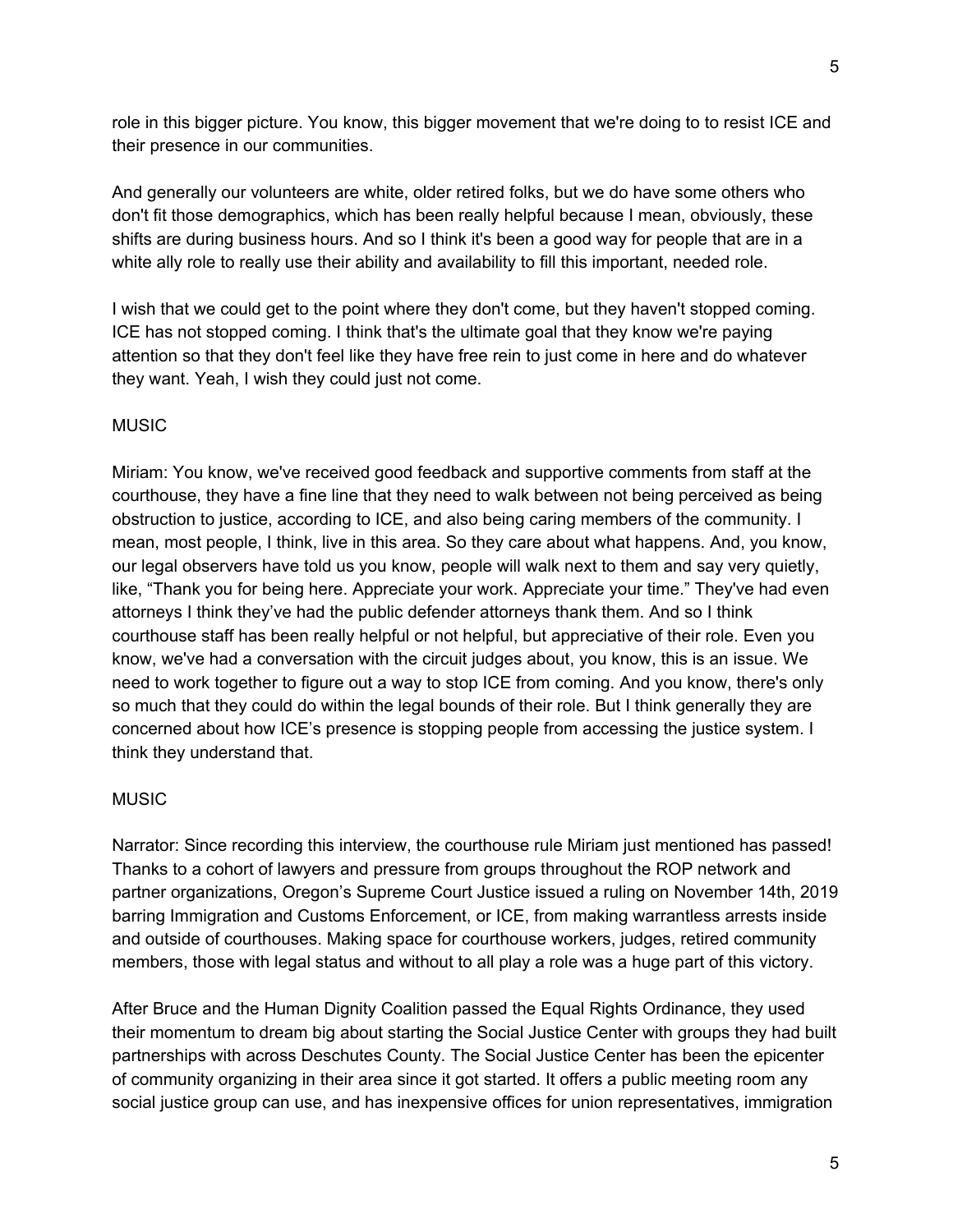role in this bigger picture. You know, this bigger movement that we're doing to to resist ICE and their presence in our communities.

And generally our volunteers are white, older retired folks, but we do have some others who don't fit those demographics, which has been really helpful because I mean, obviously, these shifts are during business hours. And so I think it's been a good way for people that are in a white ally role to really use their ability and availability to fill this important, needed role.

I wish that we could get to the point where they don't come, but they haven't stopped coming. ICE has not stopped coming. I think that's the ultimate goal that they know we're paying attention so that they don't feel like they have free rein to just come in here and do whatever they want. Yeah, I wish they could just not come.

MUSIC

Miriam: You know, we've received good feedback and supportive comments from staff at the courthouse, they have a fine line that they need to walk between not being perceived as being obstruction to justice, according to ICE, and also being caring members of the community. I mean, most people, I think, live in this area. So they care about what happens. And, you know, our legal observers have told us you know, people will walk next to them and say very quietly, like, “Thank you for being here. Appreciate your work. Appreciate your time.” They've had even attorneys I think they've had the public defender attorneys thank them. And so I think courthouse staff has been really helpful or not helpful, but appreciative of their role. Even you know, we've had a conversation with the circuit judges about, you know, this is an issue. We need to work together to figure out a way to stop ICE from coming. And you know, there's only so much that they could do within the legal bounds of their role. But I think generally they are concerned about how ICE's presence is stopping people from accessing the justice system. I think they understand that.

MUSIC

Narrator: Since recording this interview, the courthouse rule Miriam just mentioned has passed! Thanks to a cohort of lawyers and pressure from groups throughout the ROP network and partner organizations, Oregon's Supreme Court Justice issued a ruling on November 14th, 2019 barring Immigration and Customs Enforcement, or ICE, from making warrantless arrests inside and outside of courthouses. Making space for courthouse workers, judges, retired community members, those with legal status and without to all play a role was a huge part of this victory.

After Bruce and the Human Dignity Coalition passed the Equal Rights Ordinance, they used their momentum to dream big about starting the Social Justice Center with groups they had built partnerships with across Deschutes County. The Social Justice Center has been the epicenter of community organizing in their area since it got started. It offers a public meeting room any social justice group can use, and has inexpensive offices for union representatives, immigration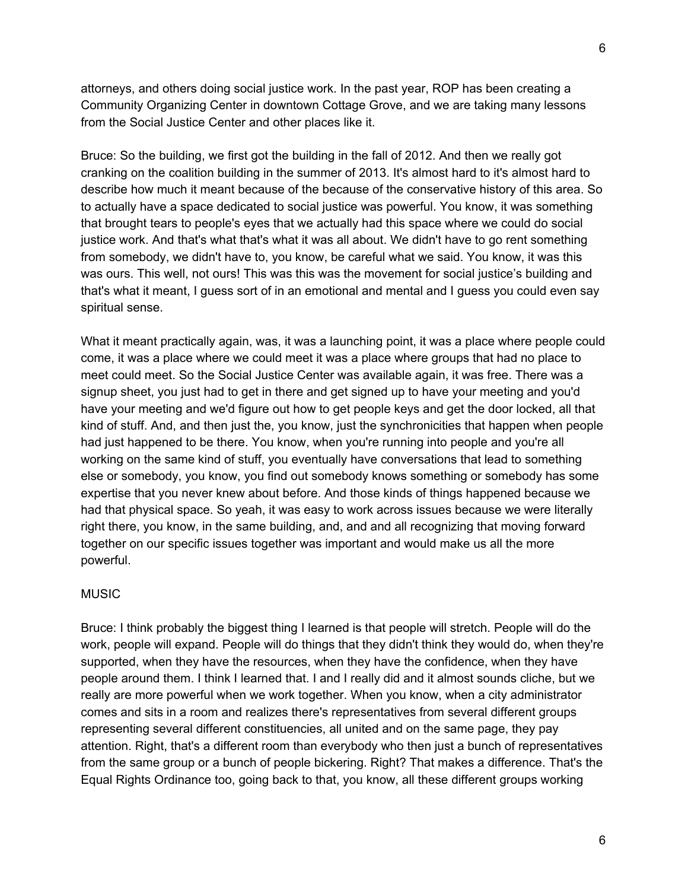attorneys, and others doing social justice work. In the past year, ROP has been creating a Community Organizing Center in downtown Cottage Grove, and we are taking many lessons from the Social Justice Center and other places like it.

Bruce: So the building, we first got the building in the fall of 2012. And then we really got cranking on the coalition building in the summer of 2013. It's almost hard to it's almost hard to describe how much it meant because of the because of the conservative history of this area. So to actually have a space dedicated to social justice was powerful. You know, it was something that brought tears to people's eyes that we actually had this space where we could do social justice work. And that's what that's what it was all about. We didn't have to go rent something from somebody, we didn't have to, you know, be careful what we said. You know, it was this was ours. This well, not ours! This was this was the movement for social justice's building and that's what it meant, I guess sort of in an emotional and mental and I guess you could even say spiritual sense.

What it meant practically again, was, it was a launching point, it was a place where people could come, it was a place where we could meet it was a place where groups that had no place to meet could meet. So the Social Justice Center was available again, it was free. There was a signup sheet, you just had to get in there and get signed up to have your meeting and you'd have your meeting and we'd figure out how to get people keys and get the door locked, all that kind of stuff. And, and then just the, you know, just the synchronicities that happen when people had just happened to be there. You know, when you're running into people and you're all working on the same kind of stuff, you eventually have conversations that lead to something else or somebody, you know, you find out somebody knows something or somebody has some expertise that you never knew about before. And those kinds of things happened because we had that physical space. So yeah, it was easy to work across issues because we were literally right there, you know, in the same building, and, and and all recognizing that moving forward together on our specific issues together was important and would make us all the more powerful.

MUSIC

Bruce: I think probably the biggest thing I learned is that people will stretch. People will do the work, people will expand. People will do things that they didn't think they would do, when they're supported, when they have the resources, when they have the confidence, when they have people around them. I think I learned that. I and I really did and it almost sounds cliche, but we really are more powerful when we work together. When you know, when a city administrator comes and sits in a room and realizes there's representatives from several different groups representing several different constituencies, all united and on the same page, they pay attention. Right, that's a different room than everybody who then just a bunch of representatives from the same group or a bunch of people bickering. Right? That makes a difference. That's the Equal Rights Ordinance too, going back to that, you know, all these different groups working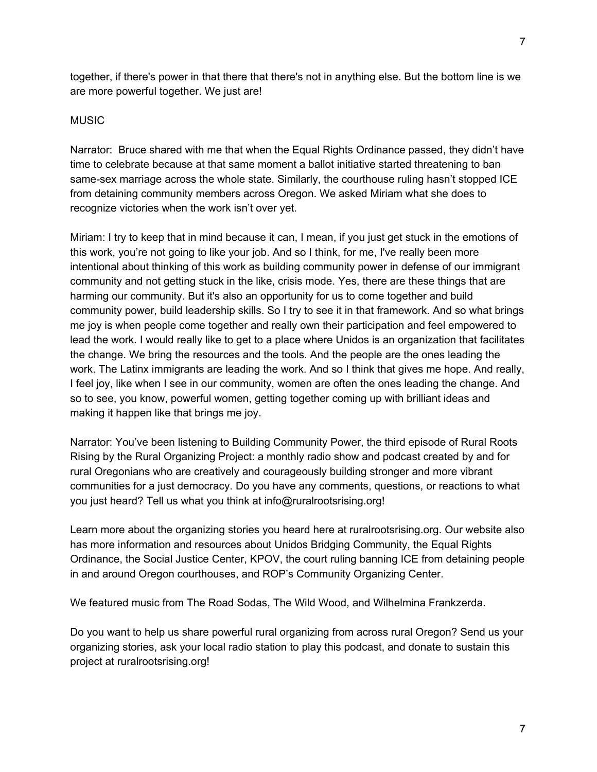together, if there's power in that there that there's not in anything else. But the bottom line is we are more powerful together. We just are!

MUSIC

Narrator: Bruce shared with me that when the Equal Rights Ordinance passed, they didn't have time to celebrate because at that same moment a ballot initiative started threatening to ban same-sex marriage across the whole state. Similarly, the courthouse ruling hasn't stopped ICE from detaining community members across Oregon. We asked Miriam what she does to recognize victories when the work isn't over yet.

Miriam: I try to keep that in mind because it can, I mean, if you just get stuck in the emotions of this work, you're not going to like your job. And so I think, for me, I've really been more intentional about thinking of this work as building community power in defense of our immigrant community and not getting stuck in the like, crisis mode. Yes, there are these things that are harming our community. But it's also an opportunity for us to come together and build community power, build leadership skills. So I try to see it in that framework. And so what brings me joy is when people come together and really own their participation and feel empowered to lead the work. I would really like to get to a place where Unidos is an organization that facilitates the change. We bring the resources and the tools. And the people are the ones leading the work. The Latinx immigrants are leading the work. And so I think that gives me hope. And really, I feel joy, like when I see in our community, women are often the ones leading the change. And so to see, you know, powerful women, getting together coming up with brilliant ideas and making it happen like that brings me joy.

Narrator: You've been listening to Building Community Power, the third episode of Rural Roots Rising by the Rural Organizing Project: a monthly radio show and podcast created by and for rural Oregonians who are creatively and courageously building stronger and more vibrant communities for a just democracy. Do you have any comments, questions, or reactions to what you just heard? Tell us what you think at info@ruralrootsrising.org!

Learn more about the organizing stories you heard here at ruralrootsrising.org. Our website also has more information and resources about Unidos Bridging Community, the Equal Rights Ordinance, the Social Justice Center, KPOV, the court ruling banning ICE from detaining people in and around Oregon courthouses, and ROP's Community Organizing Center.

We featured music from The Road Sodas, The Wild Wood, and Wilhelmina Frankzerda.

Do you want to help us share powerful rural organizing from across rural Oregon? Send us your organizing stories, ask your local radio station to play this podcast, and donate to sustain this project at ruralrootsrising.org!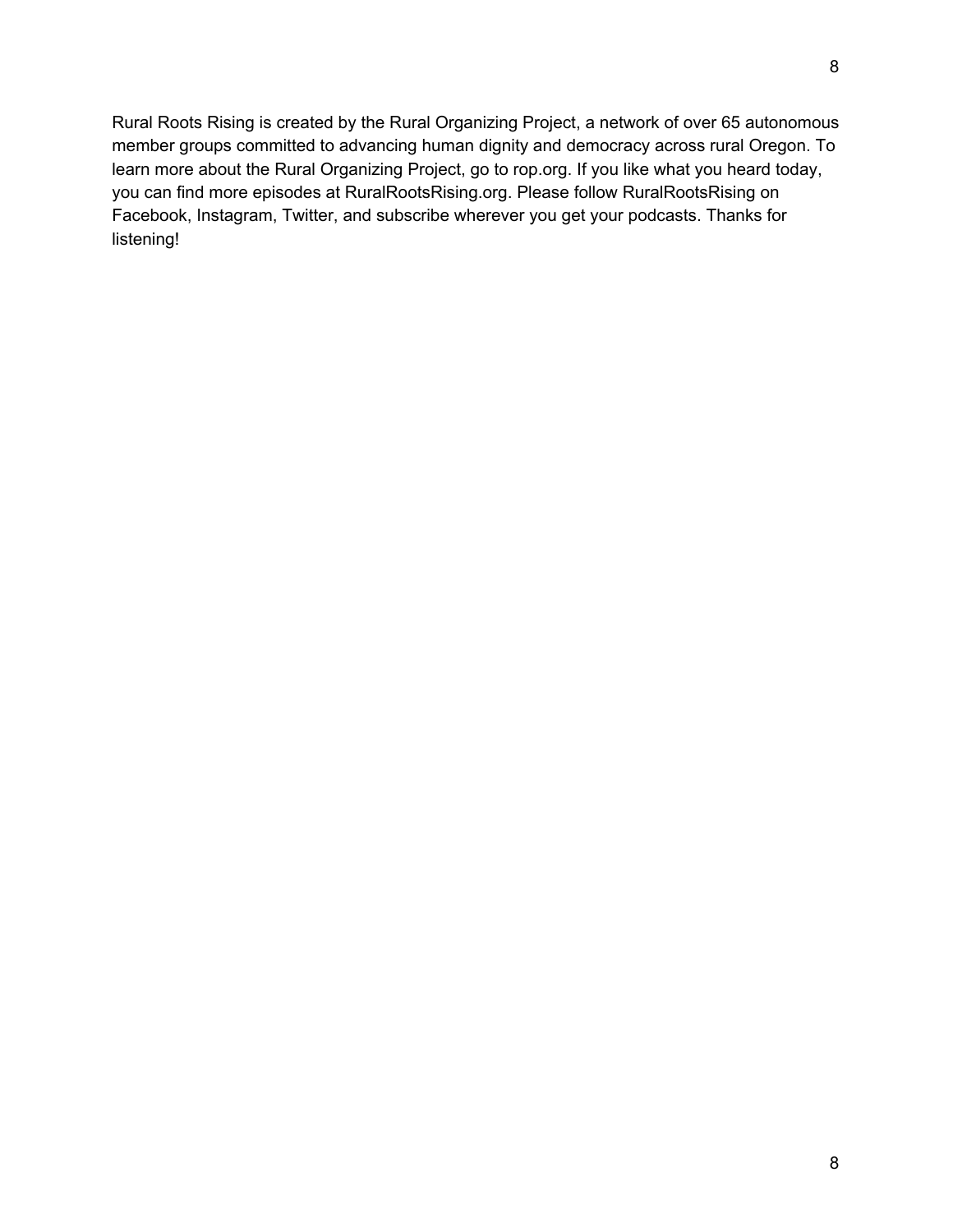Rural Roots Rising is created by the Rural Organizing Project, a network of over 65 autonomous member groups committed to advancing human dignity and democracy across rural Oregon. To learn more about the Rural Organizing Project, go to rop.org. If you like what you heard today, you can find more episodes at RuralRootsRising.org. Please follow RuralRootsRising on Facebook, Instagram, Twitter, and subscribe wherever you get your podcasts. Thanks for listening!